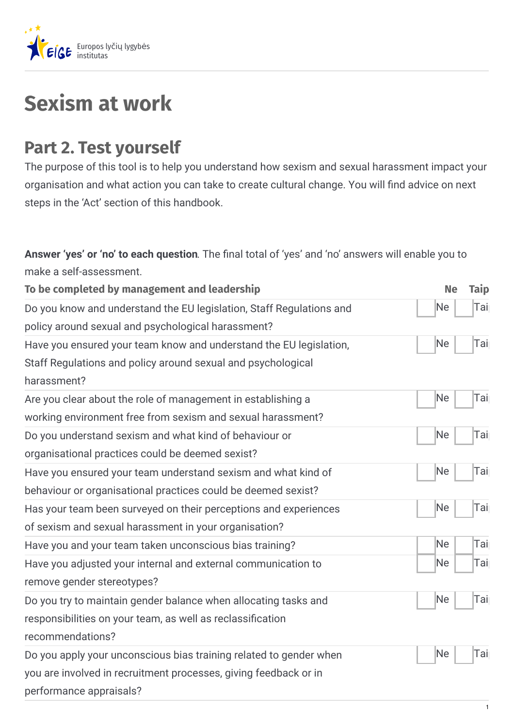Europos lyčių lygybės institutas

# Sexism at work

## Part 2. Test yourself

The purpose of this tool is to help you understand how sexism and sexual harassment impact your organisation and what action you can take to create cultural change. You will find advice on next steps in the 'Act' section of this handbook.

**Answer 'yes' or 'no' to each question**. The final total of 'yes' and 'no' answers will enable you to make a self-assessment.

| **To be completed by management and leadership** | **Ne** | **Taip** |
| --- | --- | --- |
| Do you know and understand the EU legislation, Staff Regulations and policy around sexual and psychological harassment? | Ne | Tai |
| Have you ensured your team know and understand the EU legislation, Staff Regulations and policy around sexual and psychological harassment? | Ne | Tai |
| Are you clear about the role of management in establishing a working environment free from sexism and sexual harassment? | Ne | Tai |
| Do you understand sexism and what kind of behaviour or organisational practices could be deemed sexist? | Ne | Tai |
| Have you ensured your team understand sexism and what kind of behaviour or organisational practices could be deemed sexist? | Ne | Tai |
| Has your team been surveyed on their perceptions and experiences of sexism and sexual harassment in your organisation? | Ne | Tai |
| Have you and your team taken unconscious bias training? | Ne | Tai |
| Have you adjusted your internal and external communication to remove gender stereotypes? | Ne | Tai |
| Do you try to maintain gender balance when allocating tasks and responsibilities on your team, as well as reclassification recommendations? | Ne | Tai |
| Do you apply your unconscious bias training related to gender when you are involved in recruitment processes, giving feedback or in performance appraisals? | Ne | Tai |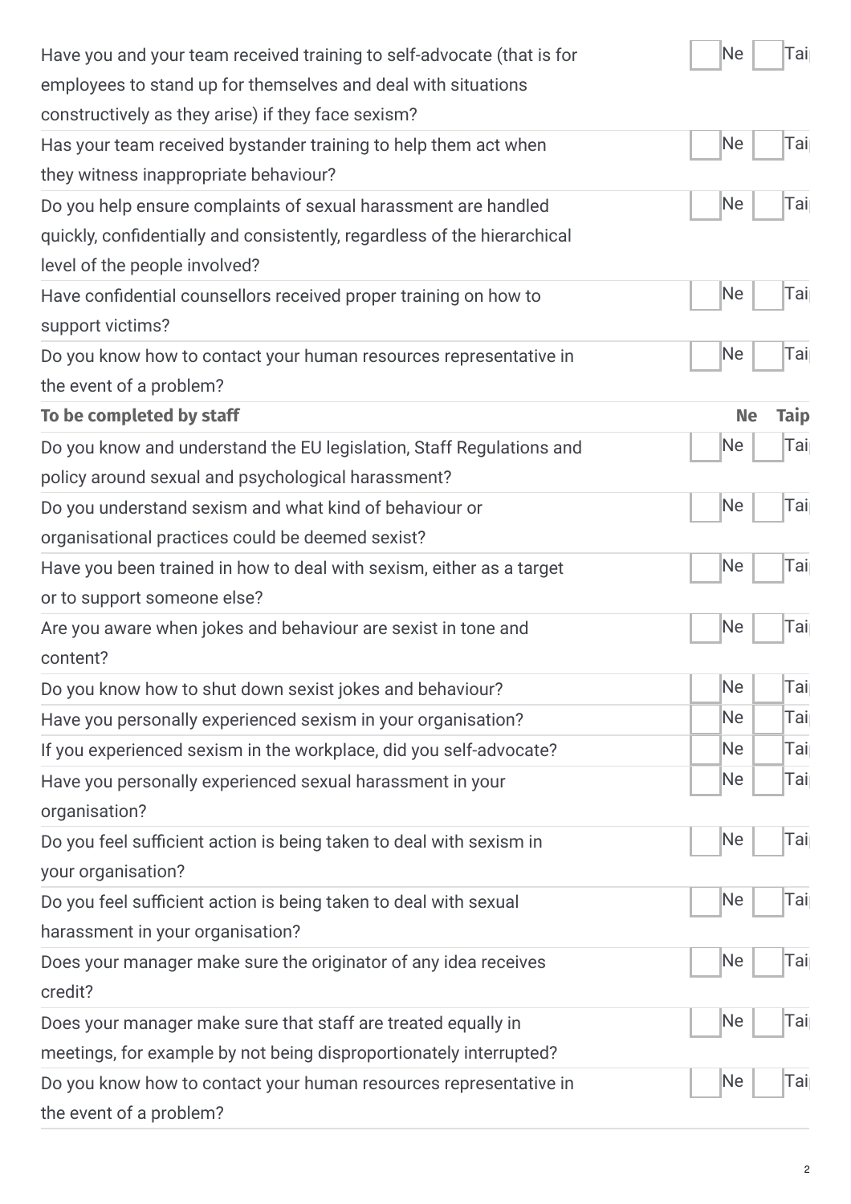| | Ne | Taip |
|---|---|---|
| Have you and your team received training to self-advocate (that is for employees to stand up for themselves and deal with situations constructively as they arise) if they face sexism? | Ne | Taip |
| Has your team received bystander training to help them act when they witness inappropriate behaviour? | Ne | Taip |
| Do you help ensure complaints of sexual harassment are handled quickly, confidentially and consistently, regardless of the hierarchical level of the people involved? | Ne | Taip |
| Have confidential counsellors received proper training on how to support victims? | Ne | Taip |
| Do you know how to contact your human resources representative in the event of a problem? | Ne | Taip |
| **To be completed by staff** | **Ne** | **Taip** |
| Do you know and understand the EU legislation, Staff Regulations and policy around sexual and psychological harassment? | Ne | Taip |
| Do you understand sexism and what kind of behaviour or organisational practices could be deemed sexist? | Ne | Taip |
| Have you been trained in how to deal with sexism, either as a target or to support someone else? | Ne | Taip |
| Are you aware when jokes and behaviour are sexist in tone and content? | Ne | Taip |
| Do you know how to shut down sexist jokes and behaviour? | Ne | Taip |
| Have you personally experienced sexism in your organisation? | Ne | Taip |
| If you experienced sexism in the workplace, did you self-advocate? | Ne | Taip |
| Have you personally experienced sexual harassment in your organisation? | Ne | Taip |
| Do you feel sufficient action is being taken to deal with sexism in your organisation? | Ne | Taip |
| Do you feel sufficient action is being taken to deal with sexual harassment in your organisation? | Ne | Taip |
| Does your manager make sure the originator of any idea receives credit? | Ne | Taip |
| Does your manager make sure that staff are treated equally in meetings, for example by not being disproportionately interrupted? | Ne | Taip |
| Do you know how to contact your human resources representative in the event of a problem? | Ne | Taip |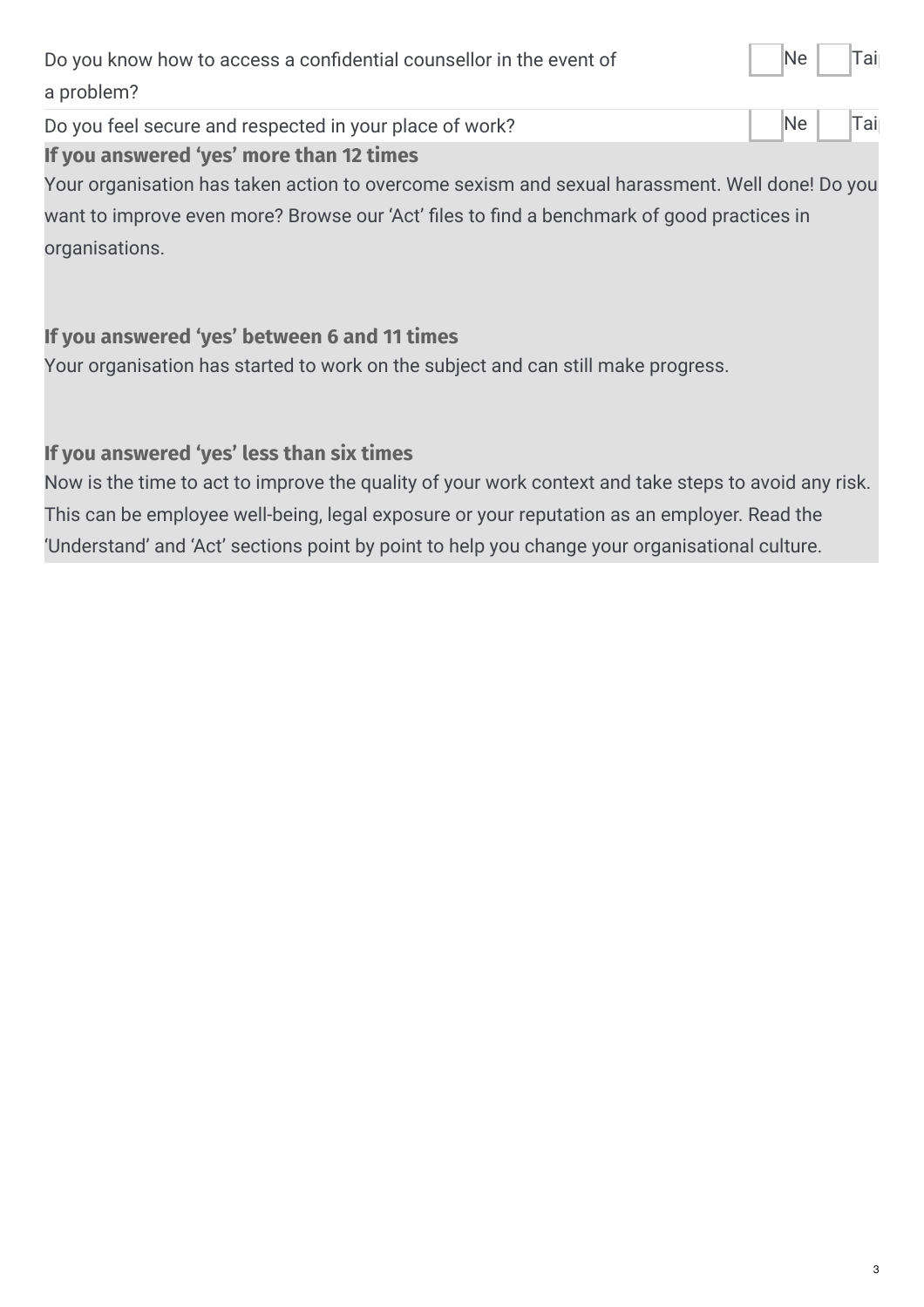| | | |
|---|---|---|
| Do you know how to access a confidential counsellor in the event of a problem? | Ne | Tai |
| Do you feel secure and respected in your place of work? | Ne | Tai |

**If you answered 'yes' more than 12 times**

Your organisation has taken action to overcome sexism and sexual harassment. Well done! Do you want to improve even more? Browse our 'Act' files to find a benchmark of good practices in organisations.

**If you answered 'yes' between 6 and 11 times**

Your organisation has started to work on the subject and can still make progress.

**If you answered 'yes' less than six times**

Now is the time to act to improve the quality of your work context and take steps to avoid any risk. This can be employee well-being, legal exposure or your reputation as an employer. Read the 'Understand' and 'Act' sections point by point to help you change your organisational culture.